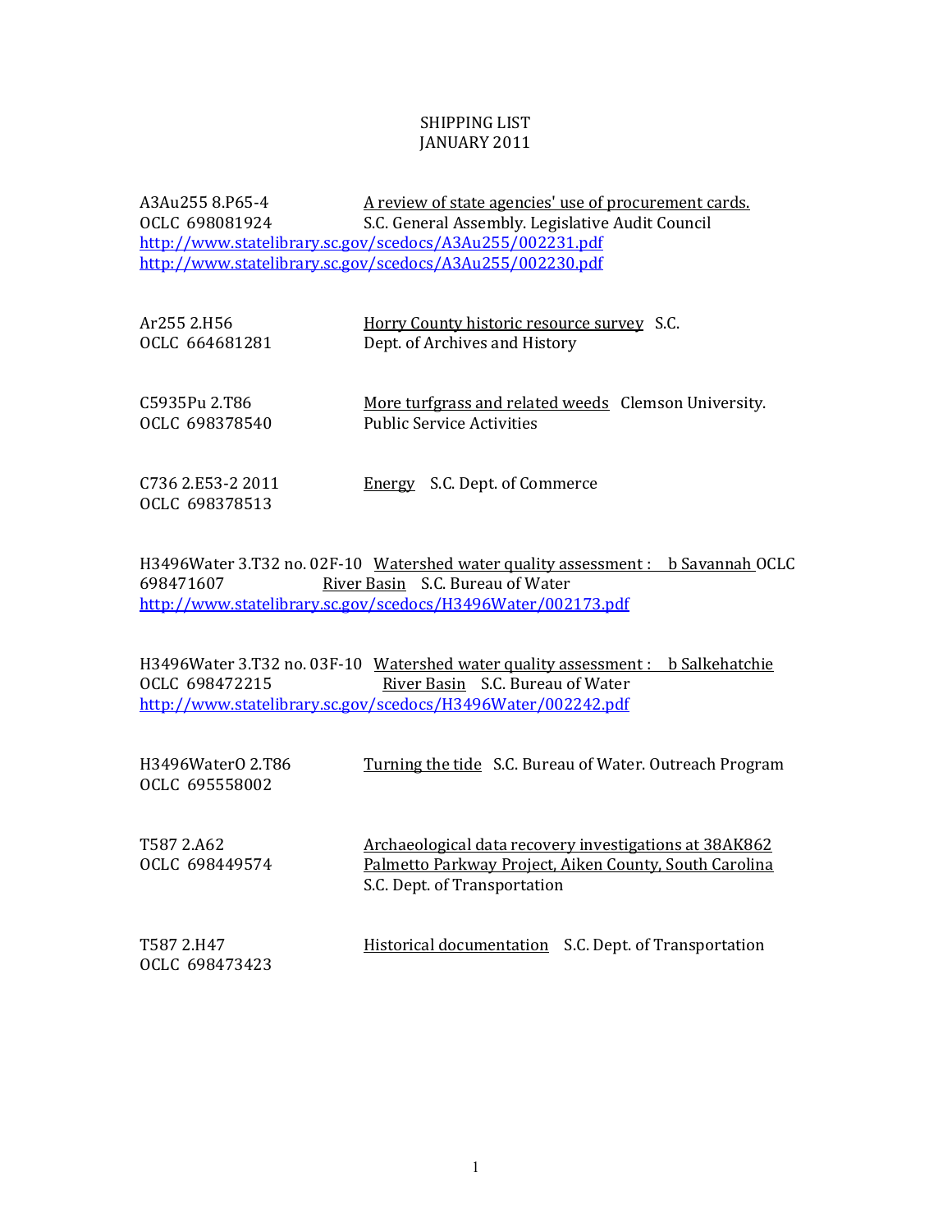SHIPPING LIST
JANUARY 2011

A3Au255 8.P65-4
OCLC 698081924

A review of state agencies' use of procurement cards. S.C. General Assembly. Legislative Audit Council

http://www.statelibrary.sc.gov/scedocs/A3Au255/002231.pdf
http://www.statelibrary.sc.gov/scedocs/A3Au255/002230.pdf

Ar255 2.H56
OCLC 664681281

Horry County historic resource survey S.C. Dept. of Archives and History

C5935Pu 2.T86
OCLC 698378540

More turfgrass and related weeds Clemson University. Public Service Activities

C736 2.E53-2 2011
OCLC 698378513

Energy S.C. Dept. of Commerce

H3496Water 3.T32 no. 02F-10
OCLC 698471607

Watershed water quality assessment : b Savannah River Basin S.C. Bureau of Water

http://www.statelibrary.sc.gov/scedocs/H3496Water/002173.pdf

H3496Water 3.T32 no. 03F-10
OCLC 698472215

Watershed water quality assessment : b Salkehatchie River Basin S.C. Bureau of Water

http://www.statelibrary.sc.gov/scedocs/H3496Water/002242.pdf

H3496WaterO 2.T86
OCLC 695558002

Turning the tide S.C. Bureau of Water. Outreach Program

T587 2.A62
OCLC 698449574

Archaeological data recovery investigations at 38AK862 Palmetto Parkway Project, Aiken County, South Carolina S.C. Dept. of Transportation

T587 2.H47
OCLC 698473423

Historical documentation S.C. Dept. of Transportation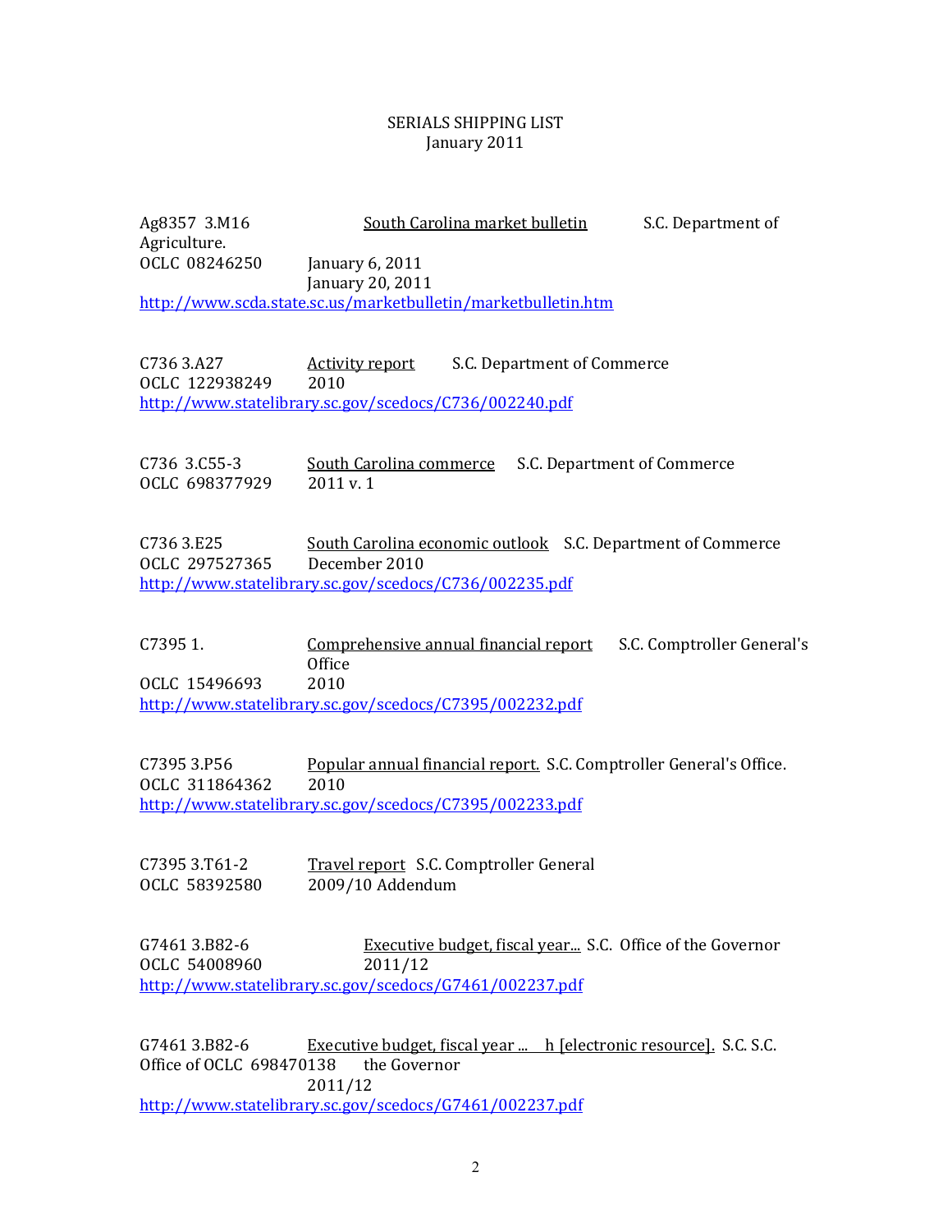# SERIALS SHIPPING LIST
January 2011

Ag8357 3.M16 &nbsp;&nbsp;&nbsp; South Carolina market bulletin &nbsp;&nbsp;&nbsp; S.C. Department of Agriculture.
OCLC 08246250 &nbsp;&nbsp;&nbsp; January 6, 2011
January 20, 2011
http://www.scda.state.sc.us/marketbulletin/marketbulletin.htm

C736 3.A27 &nbsp;&nbsp;&nbsp; Activity report &nbsp;&nbsp;&nbsp; S.C. Department of Commerce
OCLC 122938249 &nbsp;&nbsp;&nbsp; 2010
http://www.statelibrary.sc.gov/scedocs/C736/002240.pdf

C736 3.C55-3 &nbsp;&nbsp;&nbsp; South Carolina commerce &nbsp;&nbsp;&nbsp; S.C. Department of Commerce
OCLC 698377929 &nbsp;&nbsp;&nbsp; 2011 v. 1

C736 3.E25 &nbsp;&nbsp;&nbsp; South Carolina economic outlook &nbsp;&nbsp;&nbsp; S.C. Department of Commerce
OCLC 297527365 &nbsp;&nbsp;&nbsp; December 2010
http://www.statelibrary.sc.gov/scedocs/C736/002235.pdf

C7395 1. &nbsp;&nbsp;&nbsp; Comprehensive annual financial report &nbsp;&nbsp;&nbsp; S.C. Comptroller General's Office
OCLC 15496693 &nbsp;&nbsp;&nbsp; 2010
http://www.statelibrary.sc.gov/scedocs/C7395/002232.pdf

C7395 3.P56 &nbsp;&nbsp;&nbsp; Popular annual financial report. &nbsp;&nbsp;&nbsp; S.C. Comptroller General's Office.
OCLC 311864362 &nbsp;&nbsp;&nbsp; 2010
http://www.statelibrary.sc.gov/scedocs/C7395/002233.pdf

C7395 3.T61-2 &nbsp;&nbsp;&nbsp; Travel report &nbsp;&nbsp;&nbsp; S.C. Comptroller General
OCLC 58392580 &nbsp;&nbsp;&nbsp; 2009/10 Addendum

G7461 3.B82-6 &nbsp;&nbsp;&nbsp; Executive budget, fiscal year... &nbsp;&nbsp;&nbsp; S.C. Office of the Governor
OCLC 54008960 &nbsp;&nbsp;&nbsp; 2011/12
http://www.statelibrary.sc.gov/scedocs/G7461/002237.pdf

G7461 3.B82-6 &nbsp;&nbsp;&nbsp; Executive budget, fiscal year ... h [electronic resource]. &nbsp;&nbsp;&nbsp; S.C. S.C. Office of the Governor
OCLC 698470138 &nbsp;&nbsp;&nbsp; 2011/12
http://www.statelibrary.sc.gov/scedocs/G7461/002237.pdf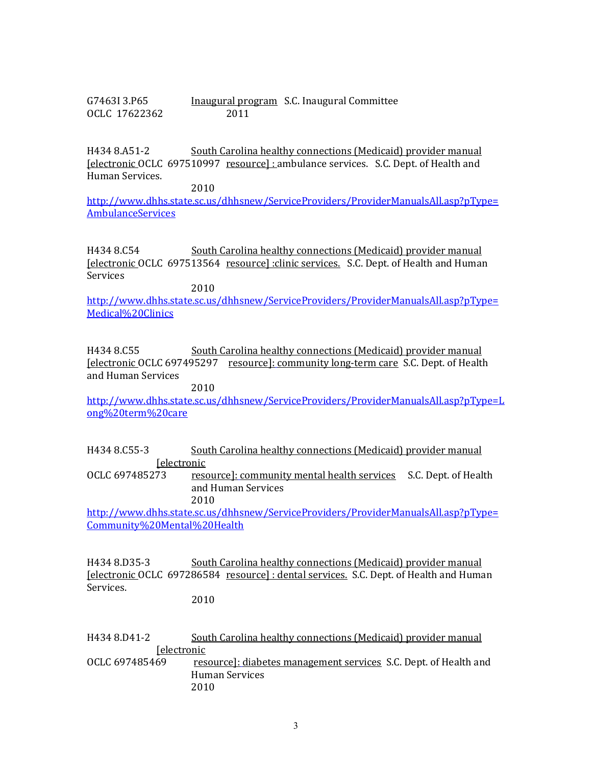G7463I 3.P65 Inaugural program S.C. Inaugural Committee
OCLC 17622362 2011

H434 8.A51-2 South Carolina healthy connections (Medicaid) provider manual [electronic OCLC 697510997 resource] : ambulance services. S.C. Dept. of Health and Human Services.
2010
http://www.dhhs.state.sc.us/dhhsnew/ServiceProviders/ProviderManualsAll.asp?pType=AmbulanceServices

H434 8.C54 South Carolina healthy connections (Medicaid) provider manual [electronic OCLC 697513564 resource] :clinic services. S.C. Dept. of Health and Human Services
2010
http://www.dhhs.state.sc.us/dhhsnew/ServiceProviders/ProviderManualsAll.asp?pType=Medical%20Clinics

H434 8.C55 South Carolina healthy connections (Medicaid) provider manual [electronic OCLC 697495297 resource]: community long-term care S.C. Dept. of Health and Human Services
2010
http://www.dhhs.state.sc.us/dhhsnew/ServiceProviders/ProviderManualsAll.asp?pType=Long%20term%20care

H434 8.C55-3 South Carolina healthy connections (Medicaid) provider manual [electronic
OCLC 697485273 resource]: community mental health services S.C. Dept. of Health and Human Services
2010
http://www.dhhs.state.sc.us/dhhsnew/ServiceProviders/ProviderManualsAll.asp?pType=Community%20Mental%20Health

H434 8.D35-3 South Carolina healthy connections (Medicaid) provider manual [electronic OCLC 697286584 resource] : dental services. S.C. Dept. of Health and Human Services.
2010

H434 8.D41-2 South Carolina healthy connections (Medicaid) provider manual [electronic
OCLC 697485469 resource]: diabetes management services S.C. Dept. of Health and Human Services
2010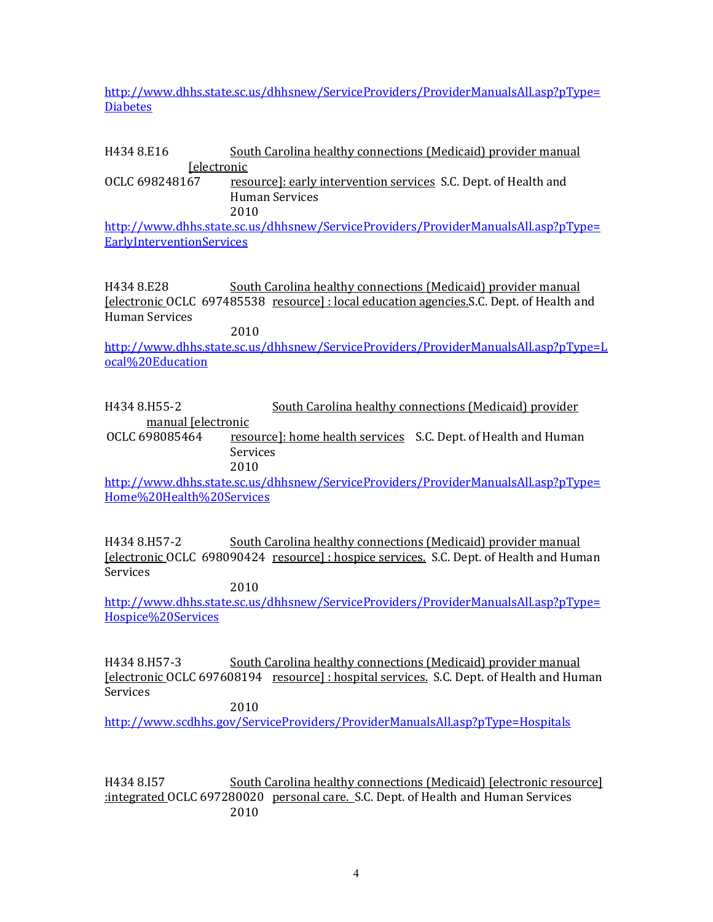http://www.dhhs.state.sc.us/dhhsnew/ServiceProviders/ProviderManualsAll.asp?pType=Diabetes

H434 8.E16 — South Carolina healthy connections (Medicaid) provider manual [electronic resource]: early intervention services S.C. Dept. of Health and Human Services
OCLC 698248167
2010
http://www.dhhs.state.sc.us/dhhsnew/ServiceProviders/ProviderManualsAll.asp?pType=EarlyInterventionServices

H434 8.E28 — South Carolina healthy connections (Medicaid) provider manual [electronic resource] : local education agencies. S.C. Dept. of Health and Human Services
OCLC 697485538
2010
http://www.dhhs.state.sc.us/dhhsnew/ServiceProviders/ProviderManualsAll.asp?pType=Local%20Education

H434 8.H55-2 — South Carolina healthy connections (Medicaid) provider manual [electronic resource]: home health services S.C. Dept. of Health and Human Services
OCLC 698085464
2010
http://www.dhhs.state.sc.us/dhhsnew/ServiceProviders/ProviderManualsAll.asp?pType=Home%20Health%20Services

H434 8.H57-2 — South Carolina healthy connections (Medicaid) provider manual [electronic resource] : hospice services. S.C. Dept. of Health and Human Services
OCLC 698090424
2010
http://www.dhhs.state.sc.us/dhhsnew/ServiceProviders/ProviderManualsAll.asp?pType=Hospice%20Services

H434 8.H57-3 — South Carolina healthy connections (Medicaid) provider manual [electronic resource] : hospital services. S.C. Dept. of Health and Human Services
OCLC 697608194
2010
http://www.scdhhs.gov/ServiceProviders/ProviderManualsAll.asp?pType=Hospitals

H434 8.I57 — South Carolina healthy connections (Medicaid) [electronic resource] :integrated personal care. S.C. Dept. of Health and Human Services
OCLC 697280020
2010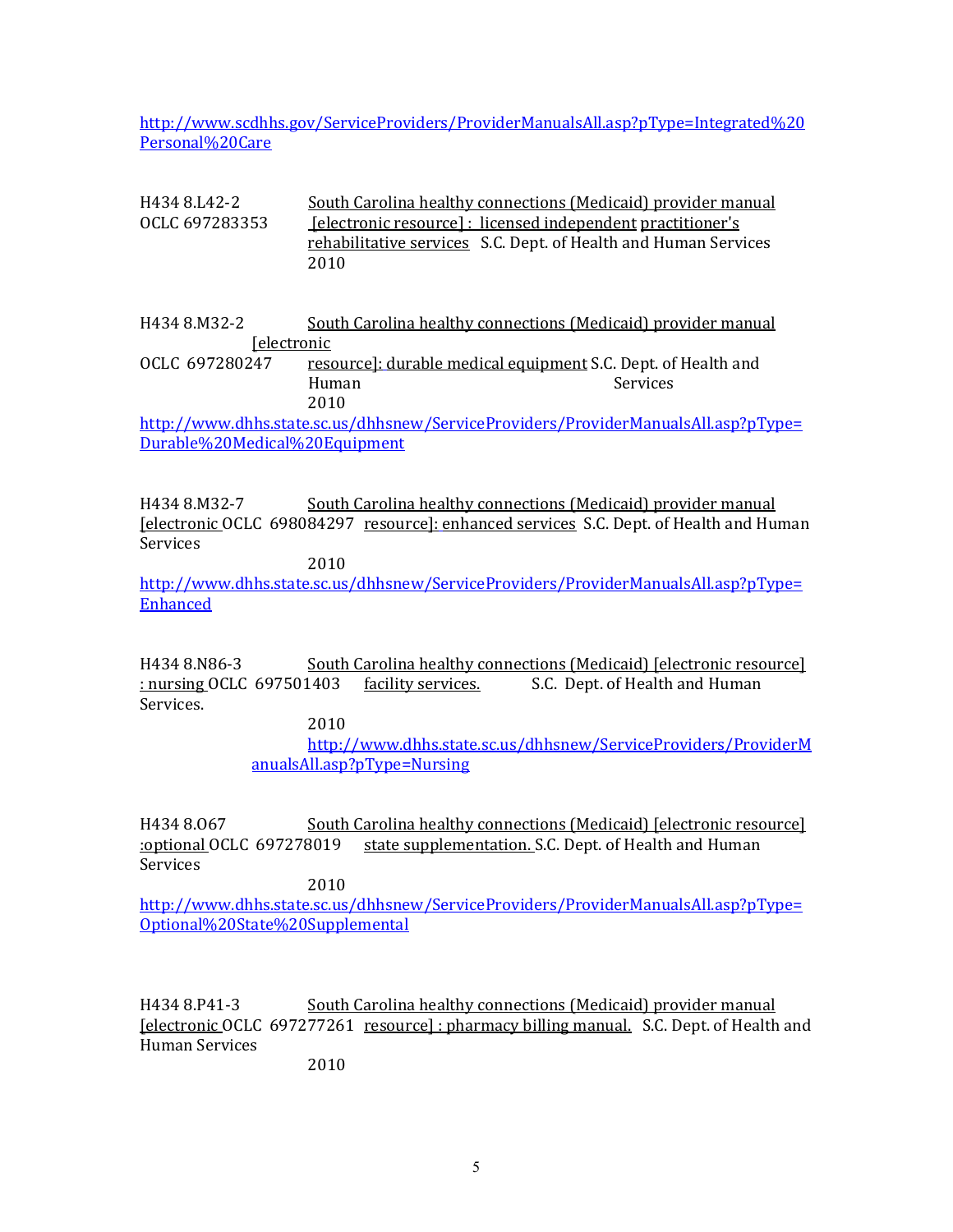http://www.scdhhs.gov/ServiceProviders/ProviderManualsAll.asp?pType=Integrated%20Personal%20Care

H434 8.L42-2
OCLC 697283353
South Carolina healthy connections (Medicaid) provider manual [electronic resource] : licensed independent practitioner's rehabilitative services S.C. Dept. of Health and Human Services
2010

H434 8.M32-2
OCLC 697280247
South Carolina healthy connections (Medicaid) provider manual [electronic resource]: durable medical equipment S.C. Dept. of Health and Human Services
2010
http://www.dhhs.state.sc.us/dhhsnew/ServiceProviders/ProviderManualsAll.asp?pType=Durable%20Medical%20Equipment

H434 8.M32-7
OCLC 698084297
South Carolina healthy connections (Medicaid) provider manual [electronic resource]: enhanced services S.C. Dept. of Health and Human Services
2010
http://www.dhhs.state.sc.us/dhhsnew/ServiceProviders/ProviderManualsAll.asp?pType=Enhanced

H434 8.N86-3
OCLC 697501403
South Carolina healthy connections (Medicaid) [electronic resource] : nursing facility services. S.C. Dept. of Health and Human Services.
2010
http://www.dhhs.state.sc.us/dhhsnew/ServiceProviders/ProviderManualsAll.asp?pType=Nursing

H434 8.O67
OCLC 697278019
South Carolina healthy connections (Medicaid) [electronic resource] :optional state supplementation. S.C. Dept. of Health and Human Services
2010
http://www.dhhs.state.sc.us/dhhsnew/ServiceProviders/ProviderManualsAll.asp?pType=Optional%20State%20Supplemental

H434 8.P41-3
OCLC 697277261
South Carolina healthy connections (Medicaid) provider manual [electronic resource] : pharmacy billing manual. S.C. Dept. of Health and Human Services
2010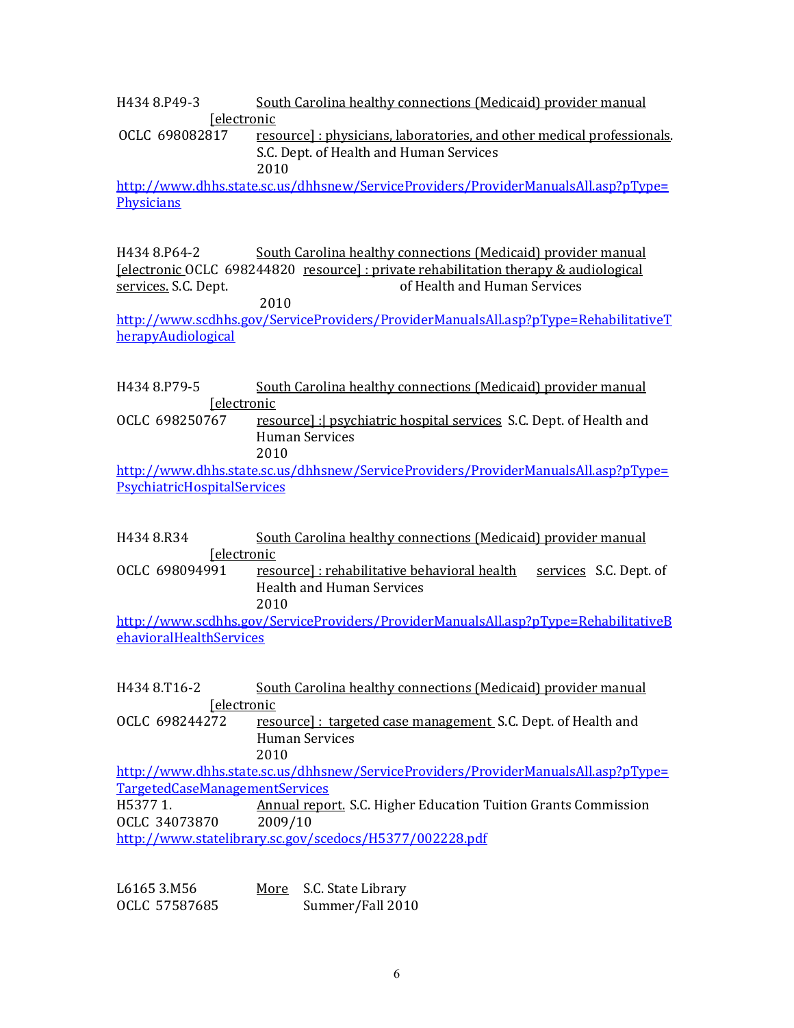H434 8.P49-3 South Carolina healthy connections (Medicaid) provider manual [electronic
OCLC 698082817 resource] : physicians, laboratories, and other medical professionals. S.C. Dept. of Health and Human Services
2010
http://www.dhhs.state.sc.us/dhhsnew/ServiceProviders/ProviderManualsAll.asp?pType=Physicians

H434 8.P64-2 South Carolina healthy connections (Medicaid) provider manual [electronic OCLC 698244820 resource] : private rehabilitation therapy & audiological services. S.C. Dept. of Health and Human Services
2010
http://www.scdhhs.gov/ServiceProviders/ProviderManualsAll.asp?pType=RehabilitativeTherapyAudiological

H434 8.P79-5 South Carolina healthy connections (Medicaid) provider manual [electronic
OCLC 698250767 resource] :| psychiatric hospital services S.C. Dept. of Health and Human Services
2010
http://www.dhhs.state.sc.us/dhhsnew/ServiceProviders/ProviderManualsAll.asp?pType=PsychiatricHospitalServices

H434 8.R34 South Carolina healthy connections (Medicaid) provider manual [electronic
OCLC 698094991 resource] : rehabilitative behavioral health services S.C. Dept. of Health and Human Services
2010
http://www.scdhhs.gov/ServiceProviders/ProviderManualsAll.asp?pType=RehabilitativeBehavioralHealthServices

H434 8.T16-2 South Carolina healthy connections (Medicaid) provider manual [electronic
OCLC 698244272 resource] : targeted case management S.C. Dept. of Health and Human Services
2010
http://www.dhhs.state.sc.us/dhhsnew/ServiceProviders/ProviderManualsAll.asp?pType=TargetedCaseManagementServices

H5377 1. Annual report. S.C. Higher Education Tuition Grants Commission
OCLC 34073870 2009/10
http://www.statelibrary.sc.gov/scedocs/H5377/002228.pdf

L6165 3.M56 More S.C. State Library
OCLC 57587685 Summer/Fall 2010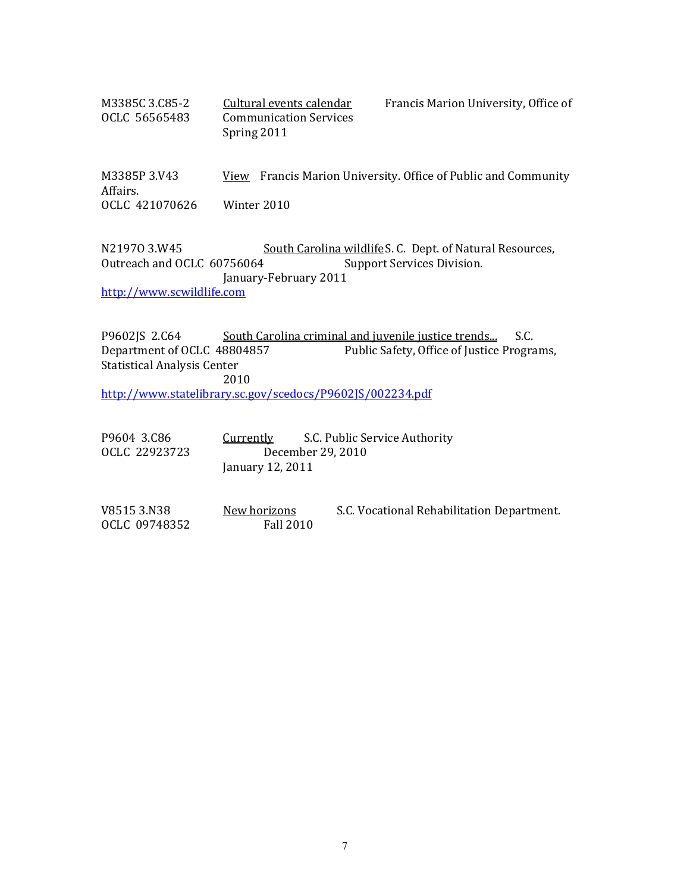M3385C 3.C85-2  
OCLC 56565483

Cultural events calendar — Francis Marion University, Office of Communication Services  
Spring 2011

M3385P 3.V43  
OCLC 421070626

View — Francis Marion University. Office of Public and Community Affairs.  
Winter 2010

N2197O 3.W45  
OCLC 60756064

South Carolina wildlife — S. C. Dept. of Natural Resources, Outreach and Support Services Division.  
January-February 2011  
http://www.scwildlife.com

P9602JS 2.C64  
OCLC 48804857

South Carolina criminal and juvenile justice trends... — S.C. Department of Public Safety, Office of Justice Programs, Statistical Analysis Center  
2010  
http://www.statelibrary.sc.gov/scedocs/P9602JS/002234.pdf

P9604 3.C86  
OCLC 22923723

Currently — S.C. Public Service Authority  
December 29, 2010  
January 12, 2011

V8515 3.N38  
OCLC 09748352

New horizons — S.C. Vocational Rehabilitation Department.  
Fall 2010